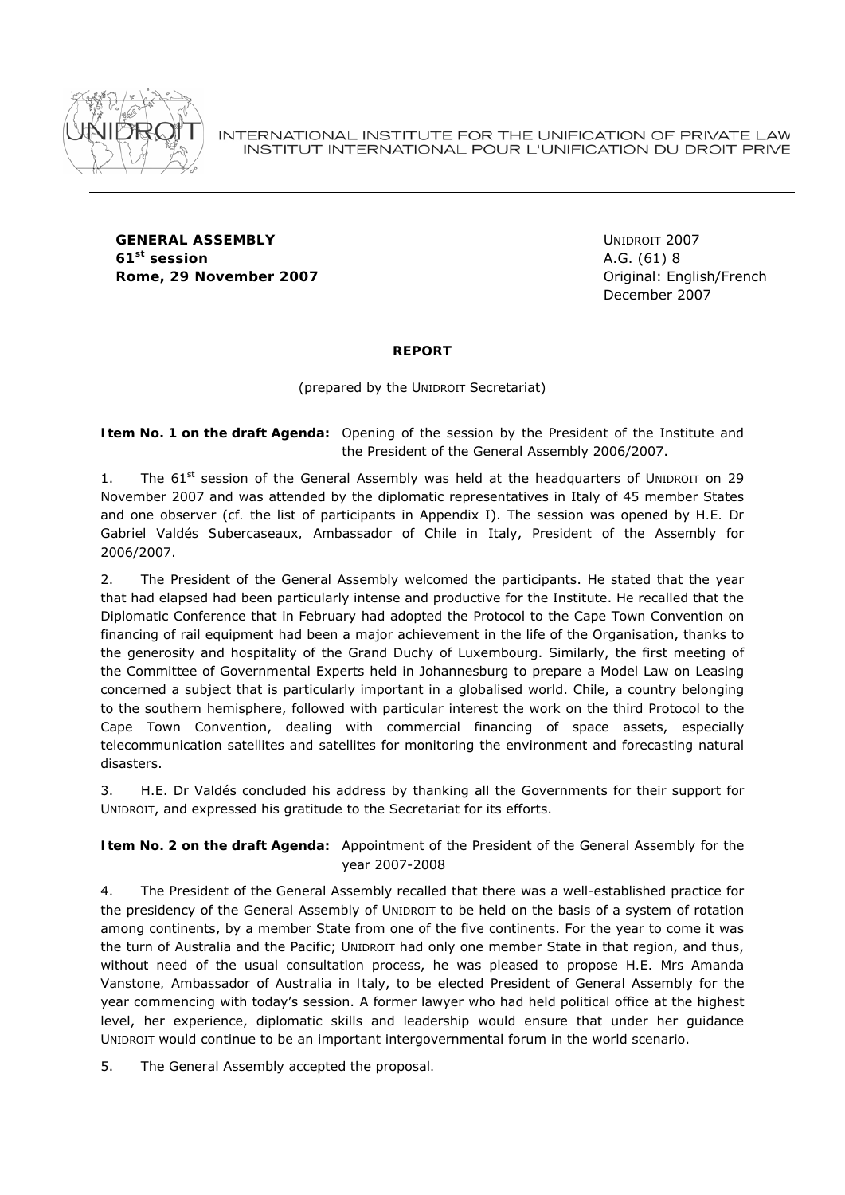INTERNATIONAL INSTITUTE FOR THE UNIFICATION OF PRIVATE LAW
INSTITUT INTERNATIONAL POUR L'UNIFICATION DU DROIT PRIVE

**GENERAL ASSEMBLY**
**61st session**
**Rome, 29 November 2007**

UNIDROIT 2007
A.G. (61) 8
Original: English/French
December 2007

## REPORT

(prepared by the UNIDROIT Secretariat)

**Item No. 1 on the draft Agenda:** Opening of the session by the President of the Institute and the President of the General Assembly 2006/2007.

1. The 61st session of the General Assembly was held at the headquarters of UNIDROIT on 29 November 2007 and was attended by the diplomatic representatives in Italy of 45 member States and one observer (cf. the list of participants in Appendix I). The session was opened by H.E. Dr Gabriel Valdés Subercaseaux, Ambassador of Chile in Italy, President of the Assembly for 2006/2007.

2. The President of the General Assembly welcomed the participants. He stated that the year that had elapsed had been particularly intense and productive for the Institute. He recalled that the Diplomatic Conference that in February had adopted the Protocol to the Cape Town Convention on financing of rail equipment had been a major achievement in the life of the Organisation, thanks to the generosity and hospitality of the Grand Duchy of Luxembourg. Similarly, the first meeting of the Committee of Governmental Experts held in Johannesburg to prepare a Model Law on Leasing concerned a subject that is particularly important in a globalised world. Chile, a country belonging to the southern hemisphere, followed with particular interest the work on the third Protocol to the Cape Town Convention, dealing with commercial financing of space assets, especially telecommunication satellites and satellites for monitoring the environment and forecasting natural disasters.

3. H.E. Dr Valdés concluded his address by thanking all the Governments for their support for UNIDROIT, and expressed his gratitude to the Secretariat for its efforts.

**Item No. 2 on the draft Agenda:** Appointment of the President of the General Assembly for the year 2007-2008

4. The President of the General Assembly recalled that there was a well-established practice for the presidency of the General Assembly of UNIDROIT to be held on the basis of a system of rotation among continents, by a member State from one of the five continents. For the year to come it was the turn of Australia and the Pacific; UNIDROIT had only one member State in that region, and thus, without need of the usual consultation process, he was pleased to propose H.E. Mrs Amanda Vanstone, Ambassador of Australia in Italy, to be elected President of General Assembly for the year commencing with today's session. A former lawyer who had held political office at the highest level, her experience, diplomatic skills and leadership would ensure that under her guidance UNIDROIT would continue to be an important intergovernmental forum in the world scenario.

5. The General Assembly accepted the proposal.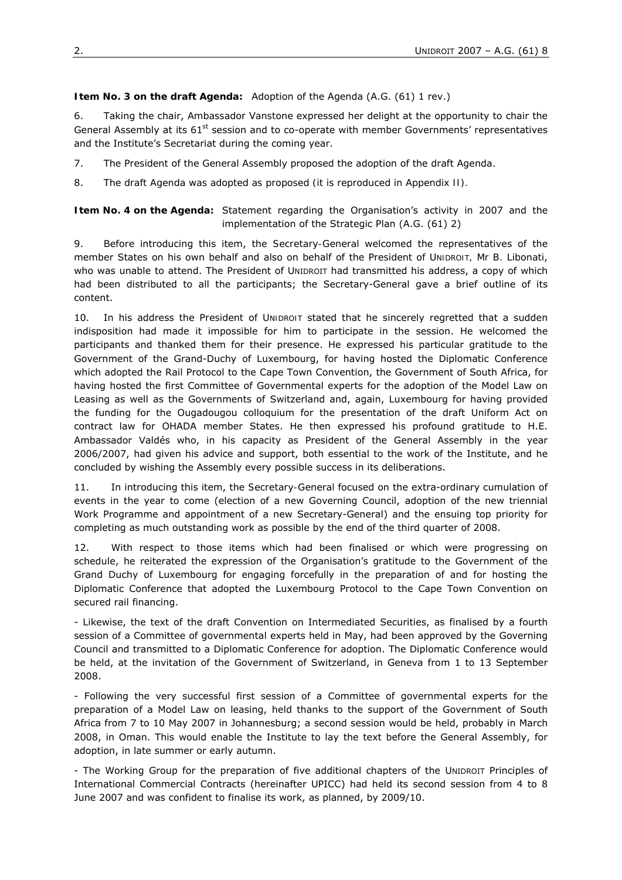**Item No. 3 on the draft Agenda:** Adoption of the Agenda (A.G. (61) 1 rev.)

6. Taking the chair, Ambassador Vanstone expressed her delight at the opportunity to chair the General Assembly at its 61st session and to co-operate with member Governments' representatives and the Institute's Secretariat during the coming year.

7. The President of the General Assembly proposed the adoption of the draft Agenda.

8. The draft Agenda was adopted as proposed (*it is reproduced in Appendix II*).

**Item No. 4 on the Agenda:** Statement regarding the Organisation's activity in 2007 and the implementation of the Strategic Plan (A.G. (61) 2)

9. Before introducing this item, the Secretary-General welcomed the representatives of the member States on his own behalf and also on behalf of the President of UNIDROIT, Mr B. Libonati, who was unable to attend. The President of UNIDROIT had transmitted his address, a copy of which had been distributed to all the participants; the Secretary-General gave a brief outline of its content.

10. In his address the President of UNIDROIT stated that he sincerely regretted that a sudden indisposition had made it impossible for him to participate in the session. He welcomed the participants and thanked them for their presence. He expressed his particular gratitude to the Government of the Grand-Duchy of Luxembourg, for having hosted the Diplomatic Conference which adopted the Rail Protocol to the Cape Town Convention, the Government of South Africa, for having hosted the first Committee of Governmental experts for the adoption of the Model Law on Leasing as well as the Governments of Switzerland and, again, Luxembourg for having provided the funding for the Ougadougou colloquium for the presentation of the draft Uniform Act on contract law for OHADA member States. He then expressed his profound gratitude to H.E. Ambassador Valdés who, in his capacity as President of the General Assembly in the year 2006/2007, had given his advice and support, both essential to the work of the Institute, and he concluded by wishing the Assembly every possible success in its deliberations.

11. In introducing this item, the Secretary-General focused on the extra-ordinary cumulation of events in the year to come (election of a new Governing Council, adoption of the new triennial Work Programme and appointment of a new Secretary-General) and the ensuing top priority for completing as much outstanding work as possible by the end of the third quarter of 2008.

12. With respect to those items which had been finalised or which were progressing on schedule, he reiterated the expression of the Organisation's gratitude to the Government of the Grand Duchy of Luxembourg for engaging forcefully in the preparation of and for hosting the Diplomatic Conference that adopted the Luxembourg Protocol to the Cape Town Convention on secured rail financing.

- Likewise, the text of the draft Convention on Intermediated Securities, as finalised by a fourth session of a Committee of governmental experts held in May, had been approved by the Governing Council and transmitted to a Diplomatic Conference for adoption. The Diplomatic Conference would be held, at the invitation of the Government of Switzerland, in Geneva from 1 to 13 September 2008.

- Following the very successful first session of a Committee of governmental experts for the preparation of a Model Law on leasing, held thanks to the support of the Government of South Africa from 7 to 10 May 2007 in Johannesburg; a second session would be held, probably in March 2008, in Oman. This would enable the Institute to lay the text before the General Assembly, for adoption, in late summer or early autumn.

- The Working Group for the preparation of five additional chapters of the UNIDROIT Principles of International Commercial Contracts (hereinafter UPICC) had held its second session from 4 to 8 June 2007 and was confident to finalise its work, as planned, by 2009/10.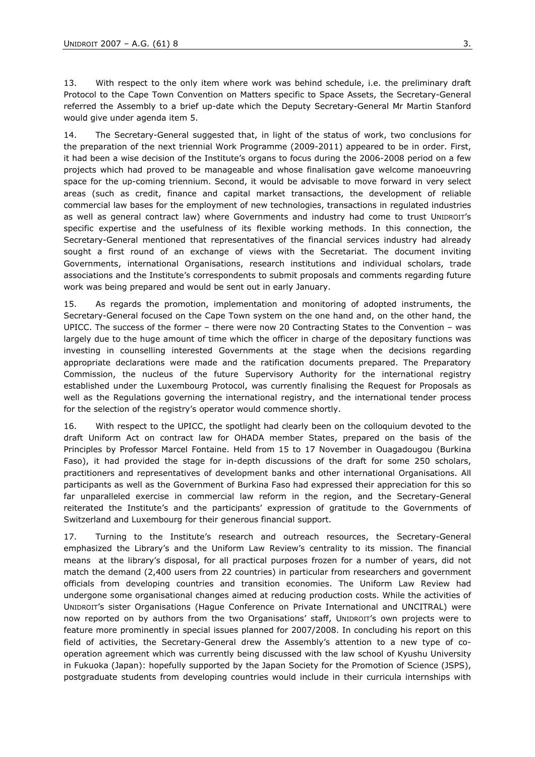13. With respect to the only item where work was behind schedule, i.e. the preliminary draft Protocol to the Cape Town Convention on Matters specific to Space Assets, the Secretary-General referred the Assembly to a brief up-date which the Deputy Secretary-General Mr Martin Stanford would give under agenda item 5.

14. The Secretary-General suggested that, in light of the status of work, two conclusions for the preparation of the next triennial Work Programme (2009-2011) appeared to be in order. First, it had been a wise decision of the Institute's organs to focus during the 2006-2008 period on a few projects which had proved to be manageable and whose finalisation gave welcome manoeuvring space for the up-coming triennium. Second, it would be advisable to move forward in very select areas (such as credit, finance and capital market transactions, the development of reliable commercial law bases for the employment of new technologies, transactions in regulated industries as well as general contract law) where Governments and industry had come to trust UNIDROIT's specific expertise and the usefulness of its flexible working methods. In this connection, the Secretary-General mentioned that representatives of the financial services industry had already sought a first round of an exchange of views with the Secretariat. The document inviting Governments, international Organisations, research institutions and individual scholars, trade associations and the Institute's correspondents to submit proposals and comments regarding future work was being prepared and would be sent out in early January.

15. As regards the promotion, implementation and monitoring of adopted instruments, the Secretary-General focused on the Cape Town system on the one hand and, on the other hand, the UPICC. The success of the former – there were now 20 Contracting States to the Convention – was largely due to the huge amount of time which the officer in charge of the depositary functions was investing in counselling interested Governments at the stage when the decisions regarding appropriate declarations were made and the ratification documents prepared. The Preparatory Commission, the nucleus of the future Supervisory Authority for the international registry established under the Luxembourg Protocol, was currently finalising the Request for Proposals as well as the Regulations governing the international registry, and the international tender process for the selection of the registry's operator would commence shortly.

16. With respect to the UPICC, the spotlight had clearly been on the colloquium devoted to the draft Uniform Act on contract law for OHADA member States, prepared on the basis of the Principles by Professor Marcel Fontaine. Held from 15 to 17 November in Ouagadougou (Burkina Faso), it had provided the stage for in-depth discussions of the draft for some 250 scholars, practitioners and representatives of development banks and other international Organisations. All participants as well as the Government of Burkina Faso had expressed their appreciation for this so far unparalleled exercise in commercial law reform in the region, and the Secretary-General reiterated the Institute's and the participants' expression of gratitude to the Governments of Switzerland and Luxembourg for their generous financial support.

17. Turning to the Institute's research and outreach resources, the Secretary-General emphasized the Library's and the Uniform Law Review's centrality to its mission. The financial means at the library's disposal, for all practical purposes frozen for a number of years, did not match the demand (2,400 users from 22 countries) in particular from researchers and government officials from developing countries and transition economies. The Uniform Law Review had undergone some organisational changes aimed at reducing production costs. While the activities of UNIDROIT's sister Organisations (Hague Conference on Private International and UNCITRAL) were now reported on by authors from the two Organisations' staff, UNIDROIT's own projects were to feature more prominently in special issues planned for 2007/2008. In concluding his report on this field of activities, the Secretary-General drew the Assembly's attention to a new type of co-operation agreement which was currently being discussed with the law school of Kyushu University in Fukuoka (Japan): hopefully supported by the Japan Society for the Promotion of Science (JSPS), postgraduate students from developing countries would include in their curricula internships with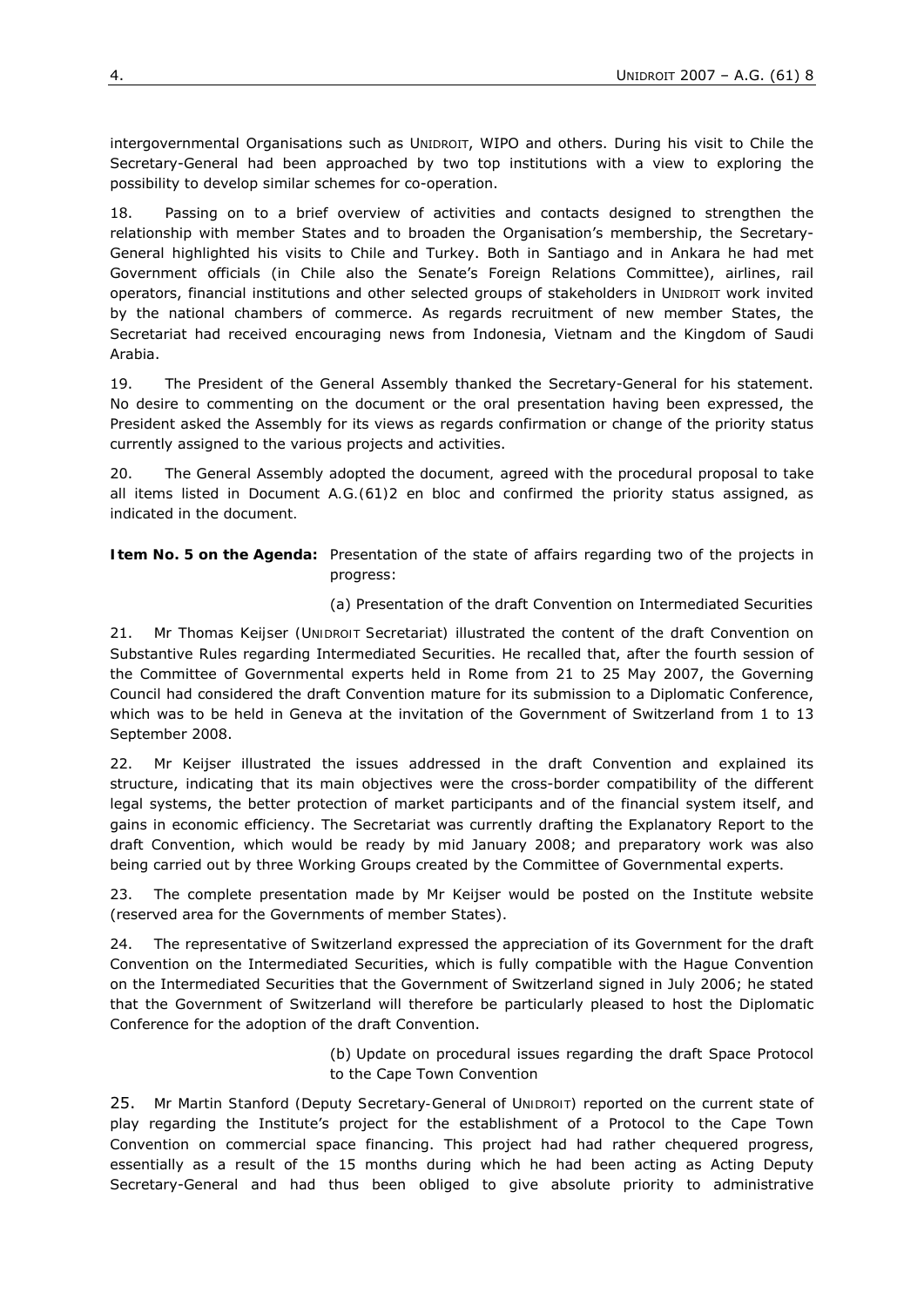intergovernmental Organisations such as UNIDROIT, WIPO and others. During his visit to Chile the Secretary-General had been approached by two top institutions with a view to exploring the possibility to develop similar schemes for co-operation.

18. Passing on to a brief overview of activities and contacts designed to strengthen the relationship with member States and to broaden the Organisation's membership, the Secretary-General highlighted his visits to Chile and Turkey. Both in Santiago and in Ankara he had met Government officials (in Chile also the Senate's Foreign Relations Committee), airlines, rail operators, financial institutions and other selected groups of stakeholders in UNIDROIT work invited by the national chambers of commerce. As regards recruitment of new member States, the Secretariat had received encouraging news from Indonesia, Vietnam and the Kingdom of Saudi Arabia.

19. The President of the General Assembly thanked the Secretary-General for his statement. No desire to commenting on the document or the oral presentation having been expressed, the President asked the Assembly for its views as regards confirmation or change of the priority status currently assigned to the various projects and activities.

20. *The General Assembly adopted the document, agreed with the procedural proposal to take all items listed in Document A.G.(61)2 en bloc and confirmed the priority status assigned, as indicated in the document.*

**Item No. 5 on the Agenda:** Presentation of the state of affairs regarding two of the projects in progress:

(a) Presentation of the draft Convention on Intermediated Securities

21. Mr Thomas Keijser (UNIDROIT Secretariat) illustrated the content of the draft Convention on Substantive Rules regarding Intermediated Securities. He recalled that, after the fourth session of the Committee of Governmental experts held in Rome from 21 to 25 May 2007, the Governing Council had considered the draft Convention mature for its submission to a Diplomatic Conference, which was to be held in Geneva at the invitation of the Government of Switzerland from 1 to 13 September 2008.

22. Mr Keijser illustrated the issues addressed in the draft Convention and explained its structure, indicating that its main objectives were the cross-border compatibility of the different legal systems, the better protection of market participants and of the financial system itself, and gains in economic efficiency. The Secretariat was currently drafting the Explanatory Report to the draft Convention, which would be ready by mid January 2008; and preparatory work was also being carried out by three Working Groups created by the Committee of Governmental experts.

23. The complete presentation made by Mr Keijser would be posted on the Institute website (reserved area for the Governments of member States).

24. The representative of Switzerland expressed the appreciation of its Government for the draft Convention on the Intermediated Securities, which is fully compatible with the Hague Convention on the Intermediated Securities that the Government of Switzerland signed in July 2006; he stated that the Government of Switzerland will therefore be particularly pleased to host the Diplomatic Conference for the adoption of the draft Convention.

(b) Update on procedural issues regarding the draft Space Protocol to the Cape Town Convention

25. Mr Martin Stanford (Deputy Secretary-General of UNIDROIT) reported on the current state of play regarding the Institute's project for the establishment of a Protocol to the Cape Town Convention on commercial space financing. This project had had rather chequered progress, essentially as a result of the 15 months during which he had been acting as Acting Deputy Secretary-General and had thus been obliged to give absolute priority to administrative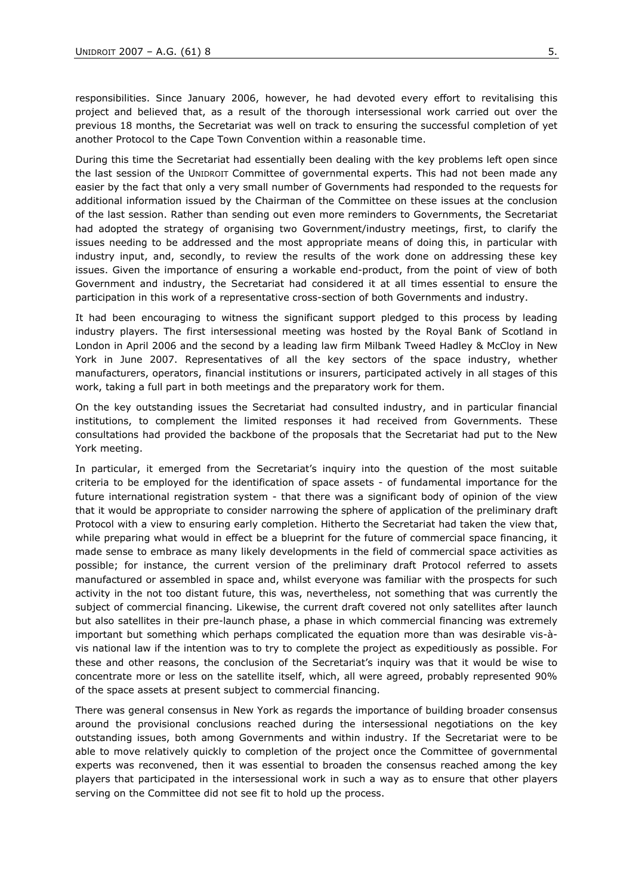responsibilities. Since January 2006, however, he had devoted every effort to revitalising this project and believed that, as a result of the thorough intersessional work carried out over the previous 18 months, the Secretariat was well on track to ensuring the successful completion of yet another Protocol to the Cape Town Convention within a reasonable time.

During this time the Secretariat had essentially been dealing with the key problems left open since the last session of the UNIDROIT Committee of governmental experts. This had not been made any easier by the fact that only a very small number of Governments had responded to the requests for additional information issued by the Chairman of the Committee on these issues at the conclusion of the last session. Rather than sending out even more reminders to Governments, the Secretariat had adopted the strategy of organising two Government/industry meetings, first, to clarify the issues needing to be addressed and the most appropriate means of doing this, in particular with industry input, and, secondly, to review the results of the work done on addressing these key issues. Given the importance of ensuring a workable end-product, from the point of view of both Government and industry, the Secretariat had considered it at all times essential to ensure the participation in this work of a representative cross-section of both Governments and industry.

It had been encouraging to witness the significant support pledged to this process by leading industry players. The first intersessional meeting was hosted by the Royal Bank of Scotland in London in April 2006 and the second by a leading law firm Milbank Tweed Hadley & McCloy in New York in June 2007. Representatives of all the key sectors of the space industry, whether manufacturers, operators, financial institutions or insurers, participated actively in all stages of this work, taking a full part in both meetings and the preparatory work for them.

On the key outstanding issues the Secretariat had consulted industry, and in particular financial institutions, to complement the limited responses it had received from Governments. These consultations had provided the backbone of the proposals that the Secretariat had put to the New York meeting.

In particular, it emerged from the Secretariat's inquiry into the question of the most suitable criteria to be employed for the identification of space assets - of fundamental importance for the future international registration system - that there was a significant body of opinion of the view that it would be appropriate to consider narrowing the sphere of application of the preliminary draft Protocol with a view to ensuring early completion. Hitherto the Secretariat had taken the view that, while preparing what would in effect be a blueprint for the future of commercial space financing, it made sense to embrace as many likely developments in the field of commercial space activities as possible; for instance, the current version of the preliminary draft Protocol referred to assets manufactured or assembled in space and, whilst everyone was familiar with the prospects for such activity in the not too distant future, this was, nevertheless, not something that was currently the subject of commercial financing. Likewise, the current draft covered not only satellites after launch but also satellites in their pre-launch phase, a phase in which commercial financing was extremely important but something which perhaps complicated the equation more than was desirable vis-à-vis national law if the intention was to try to complete the project as expeditiously as possible. For these and other reasons, the conclusion of the Secretariat's inquiry was that it would be wise to concentrate more or less on the satellite itself, which, all were agreed, probably represented 90% of the space assets at present subject to commercial financing.

There was general consensus in New York as regards the importance of building broader consensus around the provisional conclusions reached during the intersessional negotiations on the key outstanding issues, both among Governments and within industry. If the Secretariat were to be able to move relatively quickly to completion of the project once the Committee of governmental experts was reconvened, then it was essential to broaden the consensus reached among the key players that participated in the intersessional work in such a way as to ensure that other players serving on the Committee did not see fit to hold up the process.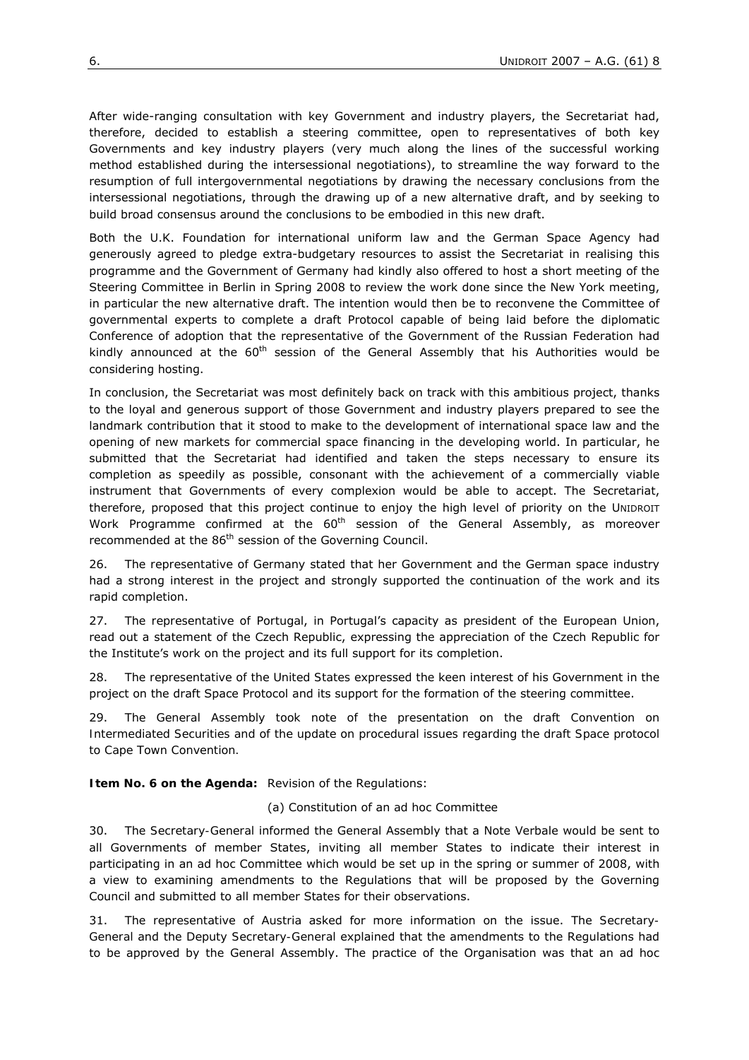After wide-ranging consultation with key Government and industry players, the Secretariat had, therefore, decided to establish a steering committee, open to representatives of both key Governments and key industry players (very much along the lines of the successful working method established during the intersessional negotiations), to streamline the way forward to the resumption of full intergovernmental negotiations by drawing the necessary conclusions from the intersessional negotiations, through the drawing up of a new alternative draft, and by seeking to build broad consensus around the conclusions to be embodied in this new draft.

Both the U.K. Foundation for international uniform law and the German Space Agency had generously agreed to pledge extra-budgetary resources to assist the Secretariat in realising this programme and the Government of Germany had kindly also offered to host a short meeting of the Steering Committee in Berlin in Spring 2008 to review the work done since the New York meeting, in particular the new alternative draft. The intention would then be to reconvene the Committee of governmental experts to complete a draft Protocol capable of being laid before the diplomatic Conference of adoption that the representative of the Government of the Russian Federation had kindly announced at the 60th session of the General Assembly that his Authorities would be considering hosting.

In conclusion, the Secretariat was most definitely back on track with this ambitious project, thanks to the loyal and generous support of those Government and industry players prepared to see the landmark contribution that it stood to make to the development of international space law and the opening of new markets for commercial space financing in the developing world. In particular, he submitted that the Secretariat had identified and taken the steps necessary to ensure its completion as speedily as possible, consonant with the achievement of a commercially viable instrument that Governments of every complexion would be able to accept. The Secretariat, therefore, proposed that this project continue to enjoy the high level of priority on the UNIDROIT Work Programme confirmed at the 60th session of the General Assembly, as moreover recommended at the 86th session of the Governing Council.

26. The representative of Germany stated that her Government and the German space industry had a strong interest in the project and strongly supported the continuation of the work and its rapid completion.

27. The representative of Portugal, in Portugal's capacity as president of the European Union, read out a statement of the Czech Republic, expressing the appreciation of the Czech Republic for the Institute's work on the project and its full support for its completion.

28. The representative of the United States expressed the keen interest of his Government in the project on the draft Space Protocol and its support for the formation of the steering committee.

29. The General Assembly took note of the presentation on the draft Convention on Intermediated Securities and of the update on procedural issues regarding the draft Space protocol to Cape Town Convention.

**Item No. 6 on the Agenda:** Revision of the Regulations:

(a) Constitution of an ad hoc Committee

30. The Secretary-General informed the General Assembly that a Note Verbale would be sent to all Governments of member States, inviting all member States to indicate their interest in participating in an ad hoc Committee which would be set up in the spring or summer of 2008, with a view to examining amendments to the Regulations that will be proposed by the Governing Council and submitted to all member States for their observations.

31. The representative of Austria asked for more information on the issue. The Secretary-General and the Deputy Secretary-General explained that the amendments to the Regulations had to be approved by the General Assembly. The practice of the Organisation was that an ad hoc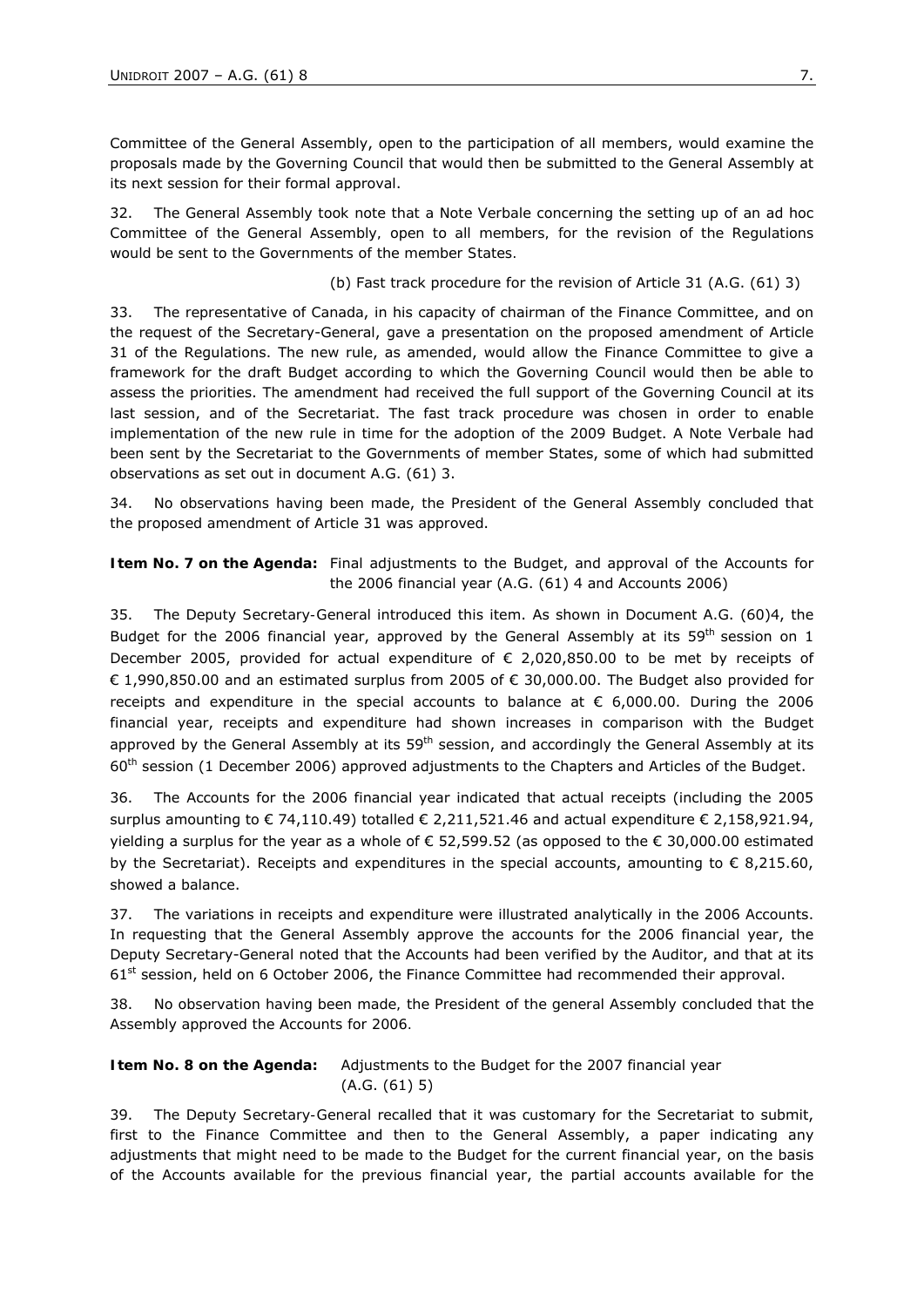Committee of the General Assembly, open to the participation of all members, would examine the proposals made by the Governing Council that would then be submitted to the General Assembly at its next session for their formal approval.

32. The General Assembly took note that a Note Verbale concerning the setting up of an ad hoc Committee of the General Assembly, open to all members, for the revision of the Regulations would be sent to the Governments of the member States.

(b) Fast track procedure for the revision of Article 31 (A.G. (61) 3)

33. The representative of Canada, in his capacity of chairman of the Finance Committee, and on the request of the Secretary-General, gave a presentation on the proposed amendment of Article 31 of the Regulations. The new rule, as amended, would allow the Finance Committee to give a framework for the draft Budget according to which the Governing Council would then be able to assess the priorities. The amendment had received the full support of the Governing Council at its last session, and of the Secretariat. The fast track procedure was chosen in order to enable implementation of the new rule in time for the adoption of the 2009 Budget. A Note Verbale had been sent by the Secretariat to the Governments of member States, some of which had submitted observations as set out in document A.G. (61) 3.

34. No observations having been made, the President of the General Assembly concluded that the proposed amendment of Article 31 was approved.

**Item No. 7 on the Agenda:** Final adjustments to the Budget, and approval of the Accounts for the 2006 financial year (A.G. (61) 4 and Accounts 2006)

35. The Deputy Secretary-General introduced this item. As shown in Document A.G. (60)4, the Budget for the 2006 financial year, approved by the General Assembly at its 59th session on 1 December 2005, provided for actual expenditure of € 2,020,850.00 to be met by receipts of € 1,990,850.00 and an estimated surplus from 2005 of € 30,000.00. The Budget also provided for receipts and expenditure in the special accounts to balance at € 6,000.00. During the 2006 financial year, receipts and expenditure had shown increases in comparison with the Budget approved by the General Assembly at its 59th session, and accordingly the General Assembly at its 60th session (1 December 2006) approved adjustments to the Chapters and Articles of the Budget.

36. The Accounts for the 2006 financial year indicated that actual receipts (including the 2005 surplus amounting to € 74,110.49) totalled € 2,211,521.46 and actual expenditure € 2,158,921.94, yielding a surplus for the year as a whole of € 52,599.52 (as opposed to the € 30,000.00 estimated by the Secretariat). Receipts and expenditures in the special accounts, amounting to € 8,215.60, showed a balance.

37. The variations in receipts and expenditure were illustrated analytically in the 2006 Accounts. In requesting that the General Assembly approve the accounts for the 2006 financial year, the Deputy Secretary-General noted that the Accounts had been verified by the Auditor, and that at its 61st session, held on 6 October 2006, the Finance Committee had recommended their approval.

38. No observation having been made, the President of the general Assembly concluded that the Assembly approved the Accounts for 2006.

**Item No. 8 on the Agenda:** Adjustments to the Budget for the 2007 financial year (A.G. (61) 5)

39. The Deputy Secretary-General recalled that it was customary for the Secretariat to submit, first to the Finance Committee and then to the General Assembly, a paper indicating any adjustments that might need to be made to the Budget for the current financial year, on the basis of the Accounts available for the previous financial year, the partial accounts available for the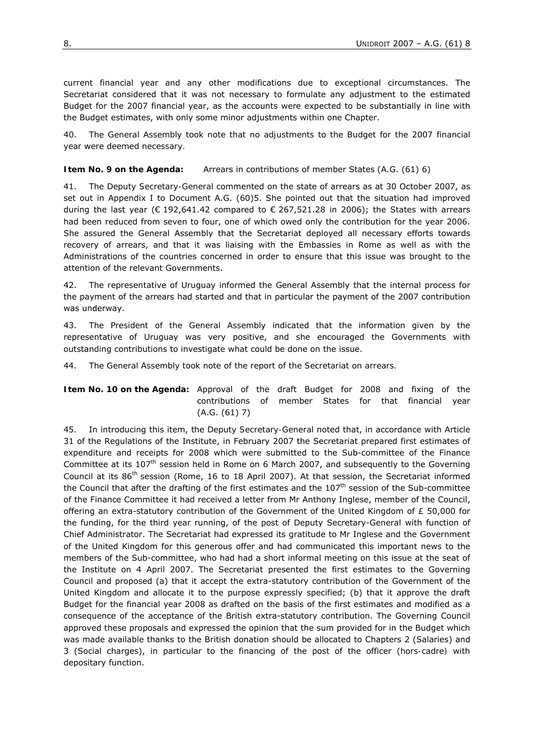current financial year and any other modifications due to exceptional circumstances. The Secretariat considered that it was not necessary to formulate any adjustment to the estimated Budget for the 2007 financial year, as the accounts were expected to be substantially in line with the Budget estimates, with only some minor adjustments within one Chapter.

40. *The General Assembly took note that no adjustments to the Budget for the 2007 financial year were deemed necessary.*

**Item No. 9 on the Agenda:** Arrears in contributions of member States (A.G. (61) 6)

41. The Deputy Secretary-General commented on the state of arrears as at 30 October 2007, as set out in Appendix I to Document A.G. (60)5. She pointed out that the situation had improved during the last year (€ 192,641.42 compared to € 267,521.28 in 2006); the States with arrears had been reduced from seven to four, one of which owed only the contribution for the year 2006. She assured the General Assembly that the Secretariat deployed all necessary efforts towards recovery of arrears, and that it was liaising with the Embassies in Rome as well as with the Administrations of the countries concerned in order to ensure that this issue was brought to the attention of the relevant Governments.

42. The representative of Uruguay informed the General Assembly that the internal process for the payment of the arrears had started and that in particular the payment of the 2007 contribution was underway.

43. The President of the General Assembly indicated that the information given by the representative of Uruguay was very positive, and she encouraged the Governments with outstanding contributions to investigate what could be done on the issue.

44. *The General Assembly took note of the report of the Secretariat on arrears.*

**Item No. 10 on the Agenda:** Approval of the draft Budget for 2008 and fixing of the contributions of member States for that financial year (A.G. (61) 7)

45. In introducing this item, the Deputy Secretary-General noted that, in accordance with Article 31 of the Regulations of the Institute, in February 2007 the Secretariat prepared first estimates of expenditure and receipts for 2008 which were submitted to the Sub-committee of the Finance Committee at its 107th session held in Rome on 6 March 2007, and subsequently to the Governing Council at its 86th session (Rome, 16 to 18 April 2007). At that session, the Secretariat informed the Council that after the drafting of the first estimates and the 107th session of the Sub-committee of the Finance Committee it had received a letter from Mr Anthony Inglese, member of the Council, offering an extra-statutory contribution of the Government of the United Kingdom of £ 50,000 for the funding, for the third year running, of the post of Deputy Secretary-General with function of Chief Administrator. The Secretariat had expressed its gratitude to Mr Inglese and the Government of the United Kingdom for this generous offer and had communicated this important news to the members of the Sub-committee, who had had a short informal meeting on this issue at the seat of the Institute on 4 April 2007. The Secretariat presented the first estimates to the Governing Council and proposed (a) that it accept the extra-statutory contribution of the Government of the United Kingdom and allocate it to the purpose expressly specified; (b) that it approve the draft Budget for the financial year 2008 as drafted on the basis of the first estimates and modified as a consequence of the acceptance of the British extra-statutory contribution. The Governing Council approved these proposals and expressed the opinion that the sum provided for in the Budget which was made available thanks to the British donation should be allocated to Chapters 2 (Salaries) and 3 (Social charges), in particular to the financing of the post of the officer (hors-cadre) with depositary function.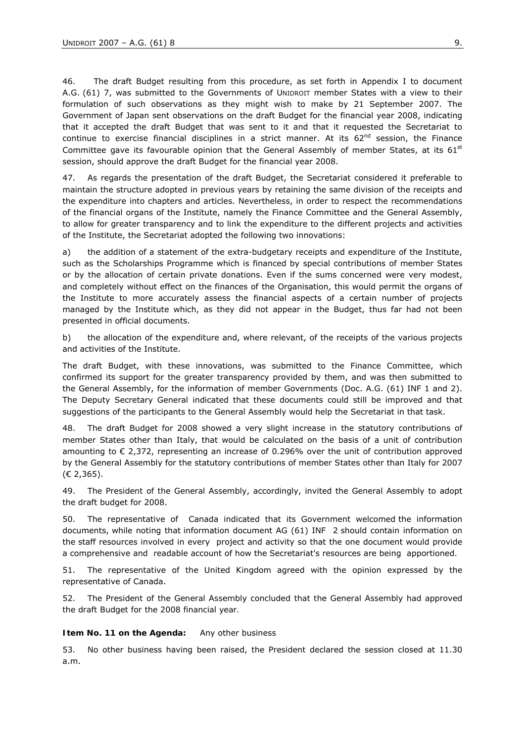46. The draft Budget resulting from this procedure, as set forth in Appendix I to document A.G. (61) 7, was submitted to the Governments of UNIDROIT member States with a view to their formulation of such observations as they might wish to make by 21 September 2007. The Government of Japan sent observations on the draft Budget for the financial year 2008, indicating that it accepted the draft Budget that was sent to it and that it requested the Secretariat to continue to exercise financial disciplines in a strict manner. At its 62nd session, the Finance Committee gave its favourable opinion that the General Assembly of member States, at its 61st session, should approve the draft Budget for the financial year 2008.

47. As regards the presentation of the draft Budget, the Secretariat considered it preferable to maintain the structure adopted in previous years by retaining the same division of the receipts and the expenditure into chapters and articles. Nevertheless, in order to respect the recommendations of the financial organs of the Institute, namely the Finance Committee and the General Assembly, to allow for greater transparency and to link the expenditure to the different projects and activities of the Institute, the Secretariat adopted the following two innovations:

a) the addition of a statement of the extra-budgetary receipts and expenditure of the Institute, such as the Scholarships Programme which is financed by special contributions of member States or by the allocation of certain private donations. Even if the sums concerned were very modest, and completely without effect on the finances of the Organisation, this would permit the organs of the Institute to more accurately assess the financial aspects of a certain number of projects managed by the Institute which, as they did not appear in the Budget, thus far had not been presented in official documents.

b) the allocation of the expenditure and, where relevant, of the receipts of the various projects and activities of the Institute.

The draft Budget, with these innovations, was submitted to the Finance Committee, which confirmed its support for the greater transparency provided by them, and was then submitted to the General Assembly, for the information of member Governments (Doc. A.G. (61) INF 1 and 2). The Deputy Secretary General indicated that these documents could still be improved and that suggestions of the participants to the General Assembly would help the Secretariat in that task.

48. The draft Budget for 2008 showed a very slight increase in the statutory contributions of member States other than Italy, that would be calculated on the basis of a unit of contribution amounting to € 2,372, representing an increase of 0.296% over the unit of contribution approved by the General Assembly for the statutory contributions of member States other than Italy for 2007 (€ 2,365).

49. The President of the General Assembly, accordingly, invited the General Assembly to adopt the draft budget for 2008.

50. The representative of Canada indicated that its Government welcomed the information documents, while noting that information document AG (61) INF 2 should contain information on the staff resources involved in every project and activity so that the one document would provide a comprehensive and readable account of how the Secretariat's resources are being apportioned.

51. The representative of the United Kingdom agreed with the opinion expressed by the representative of Canada.

52. The President of the General Assembly concluded that the General Assembly had approved the draft Budget for the 2008 financial year.

**Item No. 11 on the Agenda:** *Any other business*

53. No other business having been raised, the President declared the session closed at 11.30 a.m.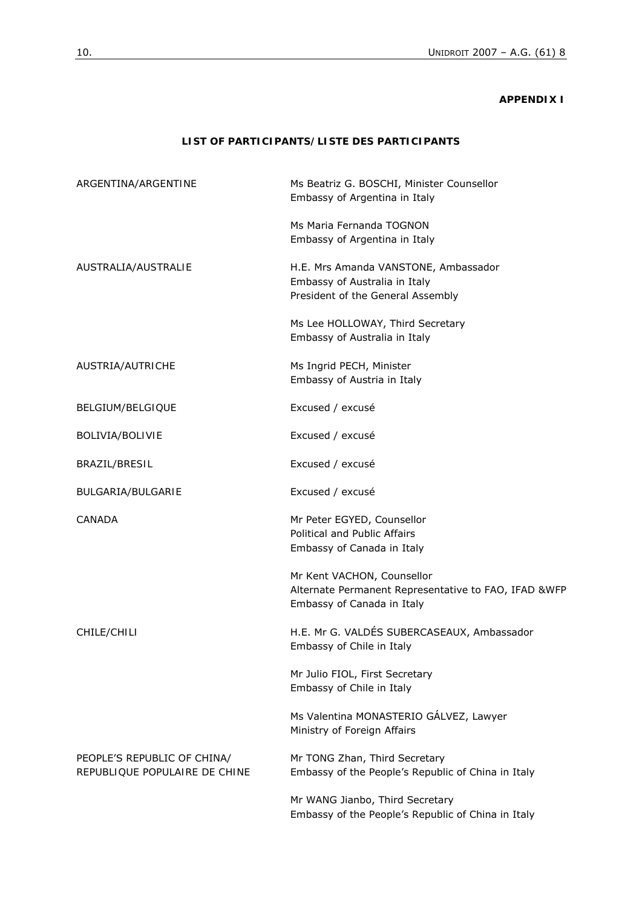**APPENDIX I**

**LIST OF PARTICIPANTS/LISTE DES PARTICIPANTS**

| | |
|---|---|
| ARGENTINA/ARGENTINE | Ms Beatriz G. BOSCHI, Minister Counsellor<br>Embassy of Argentina in Italy |
| | Ms Maria Fernanda TOGNON<br>Embassy of Argentina in Italy |
| AUSTRALIA/AUSTRALIE | H.E. Mrs Amanda VANSTONE, Ambassador<br>Embassy of Australia in Italy<br>President of the General Assembly |
| | Ms Lee HOLLOWAY, Third Secretary<br>Embassy of Australia in Italy |
| AUSTRIA/AUTRICHE | Ms Ingrid PECH, Minister<br>Embassy of Austria in Italy |
| BELGIUM/BELGIQUE | Excused / excusé |
| BOLIVIA/BOLIVIE | Excused / excusé |
| BRAZIL/BRESIL | Excused / excusé |
| BULGARIA/BULGARIE | Excused / excusé |
| CANADA | Mr Peter EGYED, Counsellor<br>Political and Public Affairs<br>Embassy of Canada in Italy |
| | Mr Kent VACHON, Counsellor<br>Alternate Permanent Representative to FAO, IFAD &WFP<br>Embassy of Canada in Italy |
| CHILE/CHILI | H.E. Mr G. VALDÉS SUBERCASEAUX, Ambassador<br>Embassy of Chile in Italy |
| | Mr Julio FIOL, First Secretary<br>Embassy of Chile in Italy |
| | Ms Valentina MONASTERIO GÁLVEZ, Lawyer<br>Ministry of Foreign Affairs |
| PEOPLE'S REPUBLIC OF CHINA/<br>REPUBLIQUE POPULAIRE DE CHINE | Mr TONG Zhan, Third Secretary<br>Embassy of the People's Republic of China in Italy |
| | Mr WANG Jianbo, Third Secretary<br>Embassy of the People's Republic of China in Italy |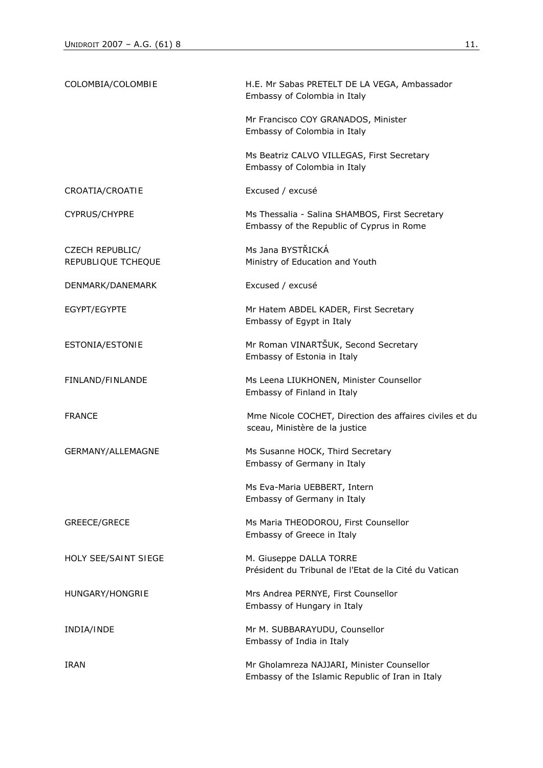| | |
|---|---|
| COLOMBIA/COLOMBIE | H.E. Mr Sabas PRETELT DE LA VEGA, Ambassador<br>Embassy of Colombia in Italy |
| | Mr Francisco COY GRANADOS, Minister<br>Embassy of Colombia in Italy |
| | Ms Beatriz CALVO VILLEGAS, First Secretary<br>Embassy of Colombia in Italy |
| CROATIA/CROATIE | Excused / excusé |
| CYPRUS/CHYPRE | Ms Thessalia - Salina SHAMBOS, First Secretary<br>Embassy of the Republic of Cyprus in Rome |
| CZECH REPUBLIC/<br>REPUBLIQUE TCHEQUE | Ms Jana BYSTŘICKÁ<br>Ministry of Education and Youth |
| DENMARK/DANEMARK | Excused / excusé |
| EGYPT/EGYPTE | Mr Hatem ABDEL KADER, First Secretary<br>Embassy of Egypt in Italy |
| ESTONIA/ESTONIE | Mr Roman VINARTŠUK, Second Secretary<br>Embassy of Estonia in Italy |
| FINLAND/FINLANDE | Ms Leena LIUKHONEN, Minister Counsellor<br>Embassy of Finland in Italy |
| FRANCE | Mme Nicole COCHET, Direction des affaires civiles et du sceau, Ministère de la justice |
| GERMANY/ALLEMAGNE | Ms Susanne HOCK, Third Secretary<br>Embassy of Germany in Italy |
| | Ms Eva-Maria UEBBERT, Intern<br>Embassy of Germany in Italy |
| GREECE/GRECE | Ms Maria THEODOROU, First Counsellor<br>Embassy of Greece in Italy |
| HOLY SEE/SAINT SIEGE | M. Giuseppe DALLA TORRE<br>Président du Tribunal de l'Etat de la Cité du Vatican |
| HUNGARY/HONGRIE | Mrs Andrea PERNYE, First Counsellor<br>Embassy of Hungary in Italy |
| INDIA/INDE | Mr M. SUBBARAYUDU, Counsellor<br>Embassy of India in Italy |
| IRAN | Mr Gholamreza NAJJARI, Minister Counsellor<br>Embassy of the Islamic Republic of Iran in Italy |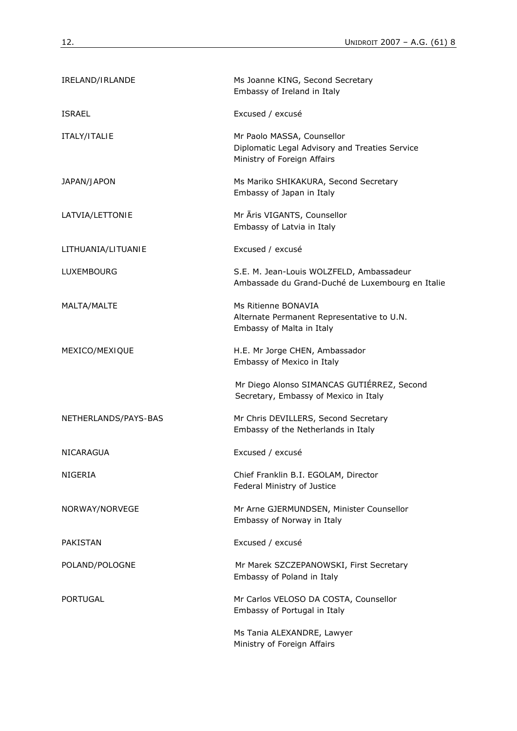| | |
|---|---|
| IRELAND/IRLANDE | Ms Joanne KING, Second Secretary<br>Embassy of Ireland in Italy |
| ISRAEL | Excused / excusé |
| ITALY/ITALIE | Mr Paolo MASSA, Counsellor<br>Diplomatic Legal Advisory and Treaties Service<br>Ministry of Foreign Affairs |
| JAPAN/JAPON | Ms Mariko SHIKAKURA, Second Secretary<br>Embassy of Japan in Italy |
| LATVIA/LETTONIE | Mr Āris VIGANTS, Counsellor<br>Embassy of Latvia in Italy |
| LITHUANIA/LITUANIE | Excused / excusé |
| LUXEMBOURG | S.E. M. Jean-Louis WOLZFELD, Ambassadeur<br>Ambassade du Grand-Duché de Luxembourg en Italie |
| MALTA/MALTE | Ms Ritienne BONAVIA<br>Alternate Permanent Representative to U.N.<br>Embassy of Malta in Italy |
| MEXICO/MEXIQUE | H.E. Mr Jorge CHEN, Ambassador<br>Embassy of Mexico in Italy |
| | Mr Diego Alonso SIMANCAS GUTIÉRREZ, Second Secretary, Embassy of Mexico in Italy |
| NETHERLANDS/PAYS-BAS | Mr Chris DEVILLERS, Second Secretary<br>Embassy of the Netherlands in Italy |
| NICARAGUA | Excused / excusé |
| NIGERIA | Chief Franklin B.I. EGOLAM, Director<br>Federal Ministry of Justice |
| NORWAY/NORVEGE | Mr Arne GJERMUNDSEN, Minister Counsellor<br>Embassy of Norway in Italy |
| PAKISTAN | Excused / excusé |
| POLAND/POLOGNE | Mr Marek SZCZEPANOWSKI, First Secretary<br>Embassy of Poland in Italy |
| PORTUGAL | Mr Carlos VELOSO DA COSTA, Counsellor<br>Embassy of Portugal in Italy |
| | Ms Tania ALEXANDRE, Lawyer<br>Ministry of Foreign Affairs |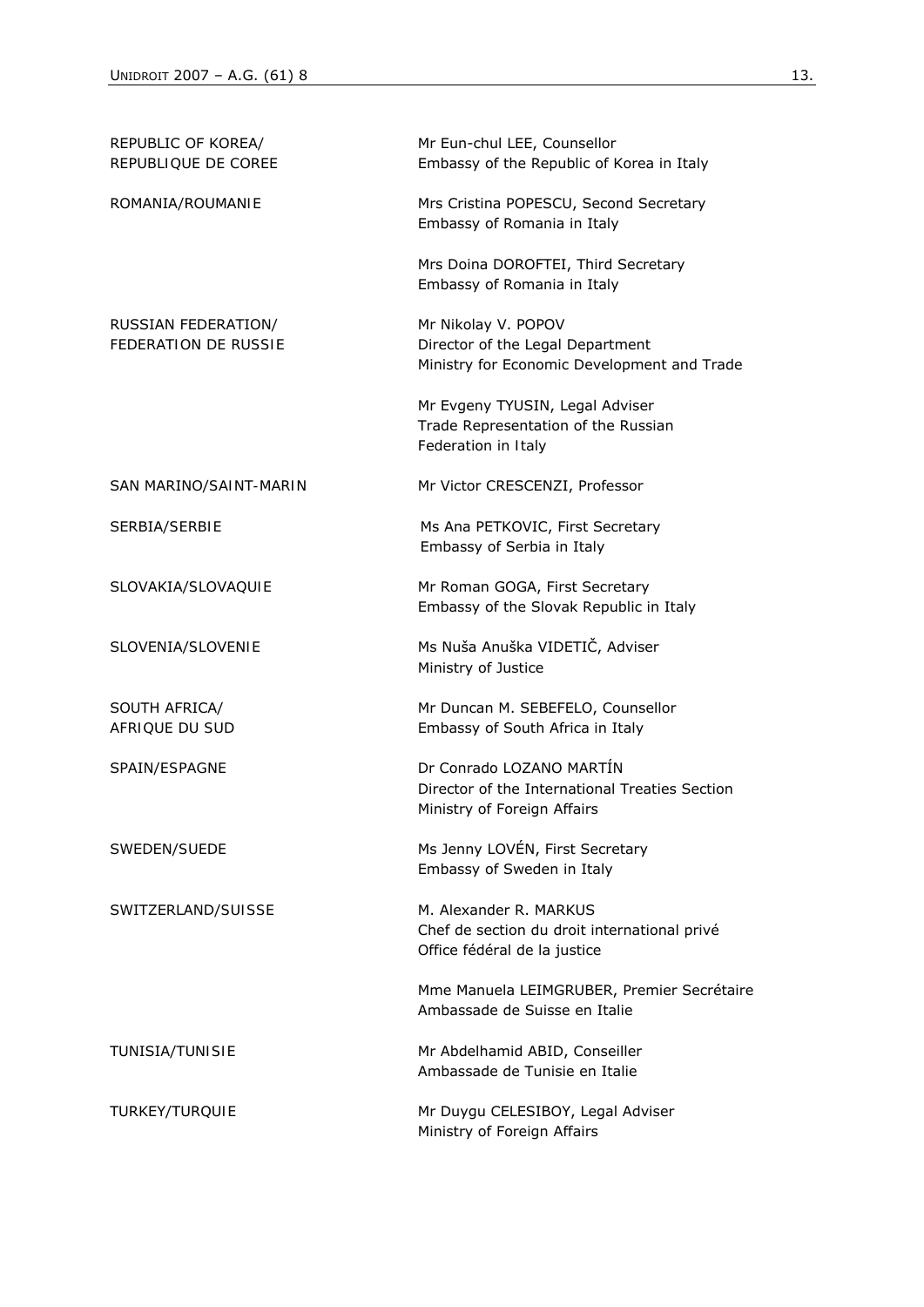| | |
|---|---|
| REPUBLIC OF KOREA/<br>REPUBLIQUE DE COREE | Mr Eun-chul LEE, Counsellor<br>Embassy of the Republic of Korea in Italy |
| ROMANIA/ROUMANIE | Mrs Cristina POPESCU, Second Secretary<br>Embassy of Romania in Italy |
| | Mrs Doina DOROFTEI, Third Secretary<br>Embassy of Romania in Italy |
| RUSSIAN FEDERATION/<br>FEDERATION DE RUSSIE | Mr Nikolay V. POPOV<br>Director of the Legal Department<br>Ministry for Economic Development and Trade |
| | Mr Evgeny TYUSIN, Legal Adviser<br>Trade Representation of the Russian Federation in Italy |
| SAN MARINO/SAINT-MARIN | Mr Victor CRESCENZI, Professor |
| SERBIA/SERBIE | Ms Ana PETKOVIC, First Secretary<br>Embassy of Serbia in Italy |
| SLOVAKIA/SLOVAQUIE | Mr Roman GOGA, First Secretary<br>Embassy of the Slovak Republic in Italy |
| SLOVENIA/SLOVENIE | Ms Nuša Anuška VIDETIČ, Adviser<br>Ministry of Justice |
| SOUTH AFRICA/<br>AFRIQUE DU SUD | Mr Duncan M. SEBEFELO, Counsellor<br>Embassy of South Africa in Italy |
| SPAIN/ESPAGNE | Dr Conrado LOZANO MARTÍN<br>Director of the International Treaties Section<br>Ministry of Foreign Affairs |
| SWEDEN/SUEDE | Ms Jenny LOVÉN, First Secretary<br>Embassy of Sweden in Italy |
| SWITZERLAND/SUISSE | M. Alexander R. MARKUS<br>Chef de section du droit international privé<br>Office fédéral de la justice |
| | Mme Manuela LEIMGRUBER, Premier Secrétaire<br>Ambassade de Suisse en Italie |
| TUNISIA/TUNISIE | Mr Abdelhamid ABID, Conseiller<br>Ambassade de Tunisie en Italie |
| TURKEY/TURQUIE | Mr Duygu CELESIBOY, Legal Adviser<br>Ministry of Foreign Affairs |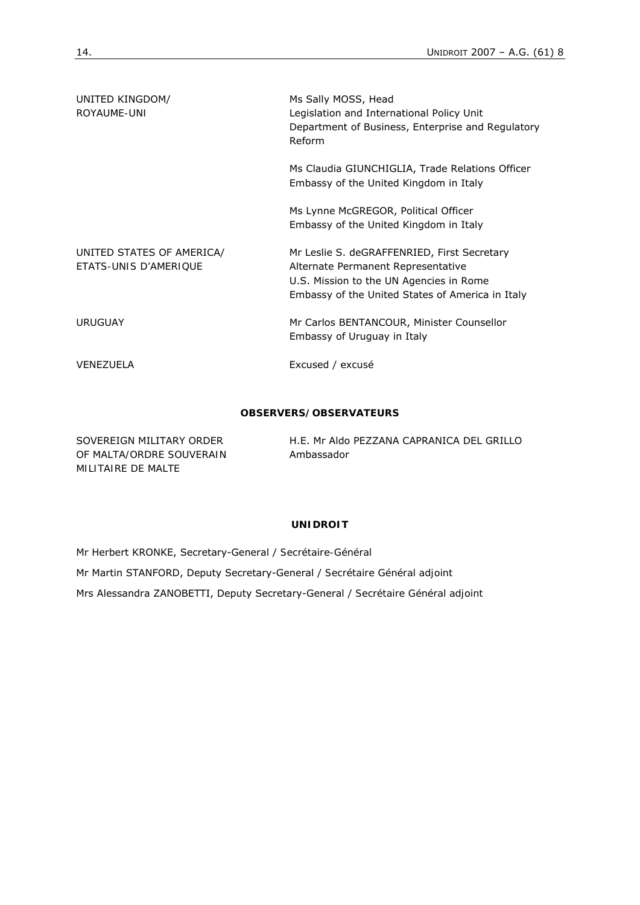| | |
|---|---|
| UNITED KINGDOM/ ROYAUME-UNI | Ms Sally MOSS, Head<br>Legislation and International Policy Unit<br>Department of Business, Enterprise and Regulatory Reform |
| | Ms Claudia GIUNCHIGLIA, Trade Relations Officer<br>Embassy of the United Kingdom in Italy |
| | Ms Lynne McGREGOR, Political Officer<br>Embassy of the United Kingdom in Italy |
| UNITED STATES OF AMERICA/ ETATS-UNIS D'AMERIQUE | Mr Leslie S. deGRAFFENRIED, First Secretary<br>Alternate Permanent Representative<br>U.S. Mission to the UN Agencies in Rome<br>Embassy of the United States of America in Italy |
| URUGUAY | Mr Carlos BENTANCOUR, Minister Counsellor<br>Embassy of Uruguay in Italy |
| VENEZUELA | Excused / excusé |

**OBSERVERS/OBSERVATEURS**

| | |
|---|---|
| SOVEREIGN MILITARY ORDER OF MALTA/ORDRE SOUVERAIN MILITAIRE DE MALTE | H.E. Mr Aldo PEZZANA CAPRANICA DEL GRILLO<br>Ambassador |

**UNIDROIT**

Mr Herbert KRONKE, Secretary-General / Secrétaire-Général

Mr Martin STANFORD, Deputy Secretary-General / Secrétaire Général adjoint

Mrs Alessandra ZANOBETTI, Deputy Secretary-General / Secrétaire Général adjoint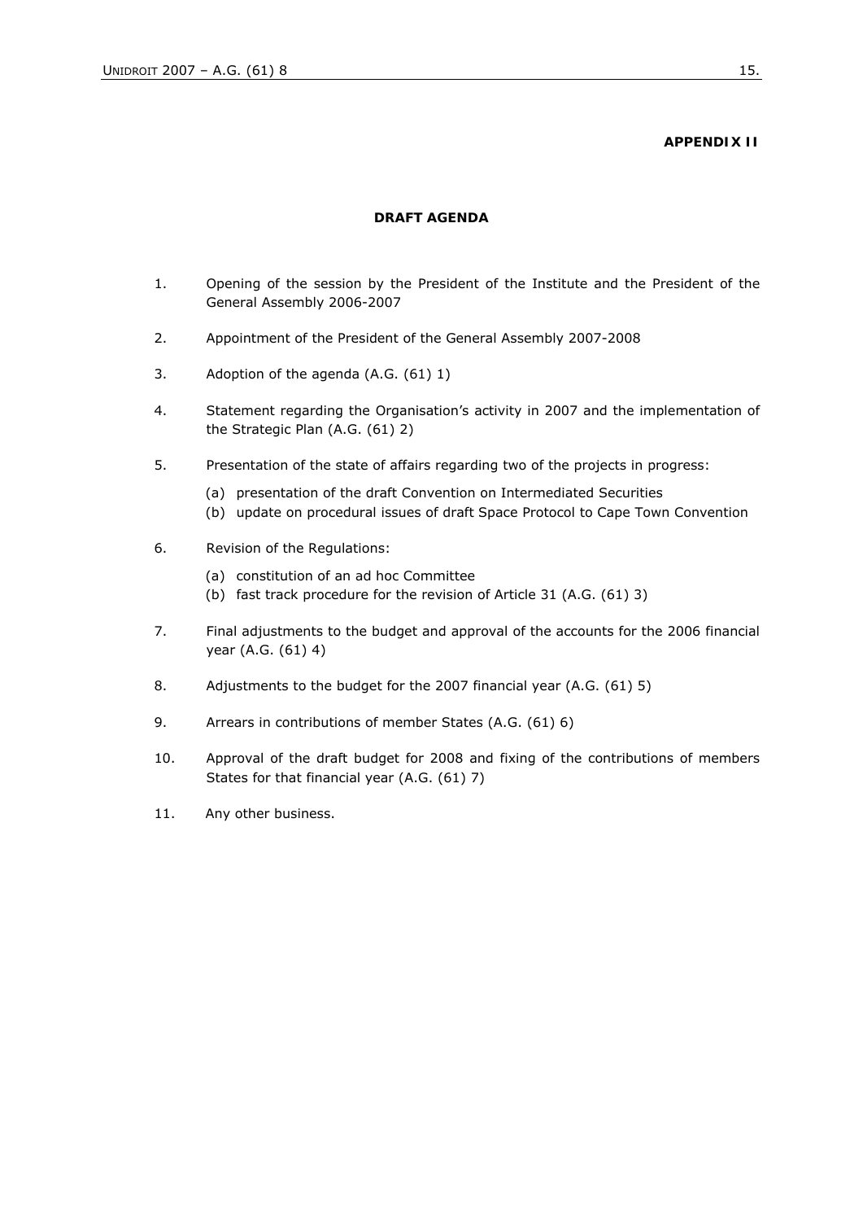**APPENDIX II**

**DRAFT AGENDA**

1. Opening of the session by the President of the Institute and the President of the General Assembly 2006-2007

2. Appointment of the President of the General Assembly 2007-2008

3. Adoption of the agenda (A.G. (61) 1)

4. Statement regarding the Organisation's activity in 2007 and the implementation of the Strategic Plan (A.G. (61) 2)

5. Presentation of the state of affairs regarding two of the projects in progress:

   (a) presentation of the draft Convention on Intermediated Securities
   (b) update on procedural issues of draft Space Protocol to Cape Town Convention

6. Revision of the Regulations:

   (a) constitution of an ad hoc Committee
   (b) fast track procedure for the revision of Article 31 (A.G. (61) 3)

7. Final adjustments to the budget and approval of the accounts for the 2006 financial year (A.G. (61) 4)

8. Adjustments to the budget for the 2007 financial year (A.G. (61) 5)

9. Arrears in contributions of member States (A.G. (61) 6)

10. Approval of the draft budget for 2008 and fixing of the contributions of members States for that financial year (A.G. (61) 7)

11. Any other business.